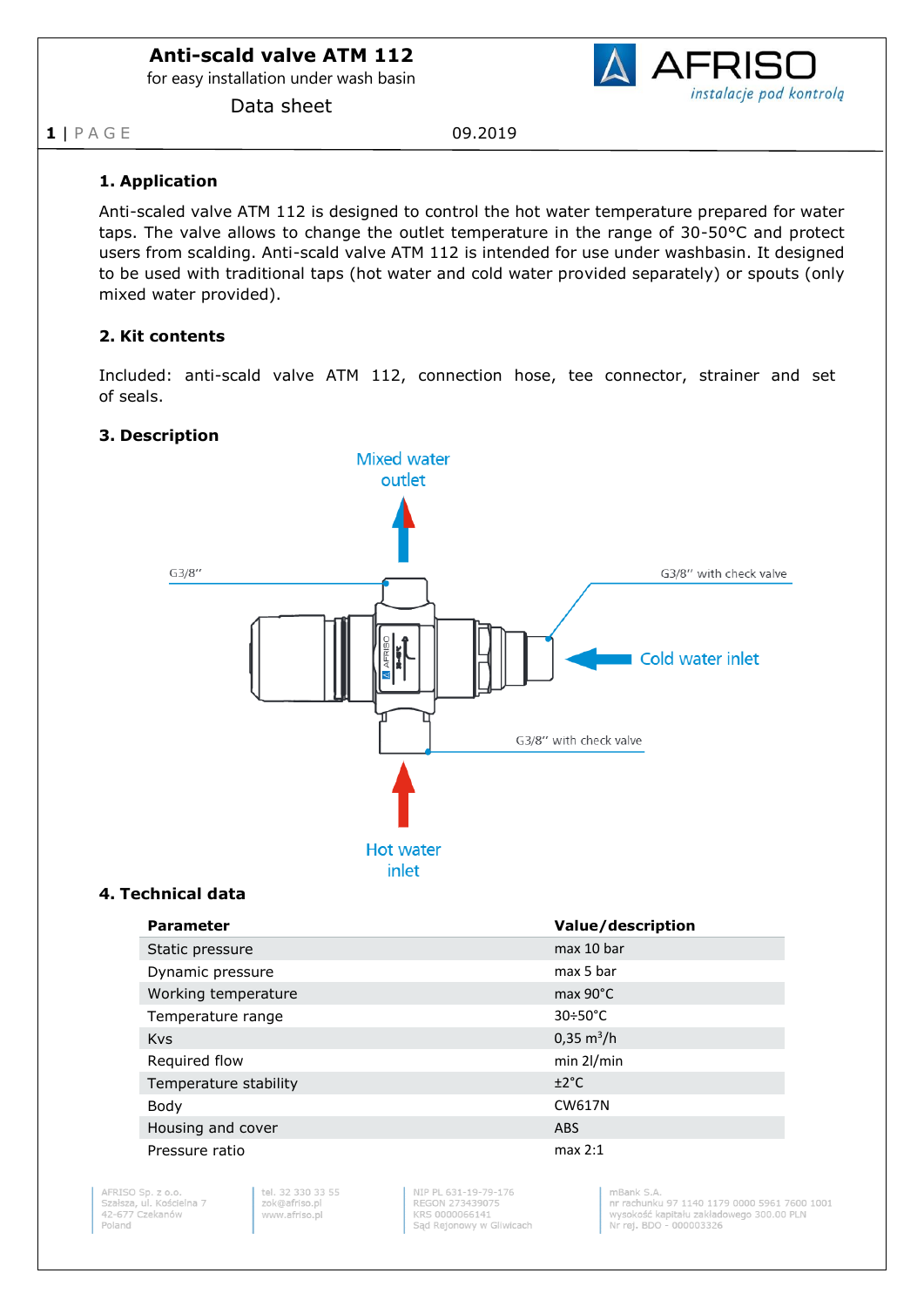# Anti-scald valve ATM 112

for easy installation under wash basin

Data sheet

09.2019

## 1. Application

Anti-scaled valve ATM 112 is designed to control the hot water temperature prepared for water taps. The valve allows to change the outlet temperature in the range of 30-50°C and protect users from scalding. Anti-scald valve ATM 112 is intended for use under washbasin. It designed to be used with traditional taps (hot water and cold water provided separately) or spouts (only mixed water provided).

## 2. Kit contents

Included: anti-scald valve ATM 112, connection hose, tee connector, strainer and set of seals.

## 3. Description

Mixed water outlet

G3/8''

G3/8'' with check valve

Cold water inlet

G3/8'' with check valve

Hot water inlet

## 4. Technical data

| Parameter | Value/description |
|---|---|
| Static pressure | max 10 bar |
| Dynamic pressure | max 5 bar |
| Working temperature | max 90°C |
| Temperature range | 30÷50°C |
| Kvs | 0,35 $m^3$/h |
| Required flow | min 2l/min |
| Temperature stability | ±2°C |
| Body | CW617N |
| Housing and cover | ABS |
| Pressure ratio | max 2:1 |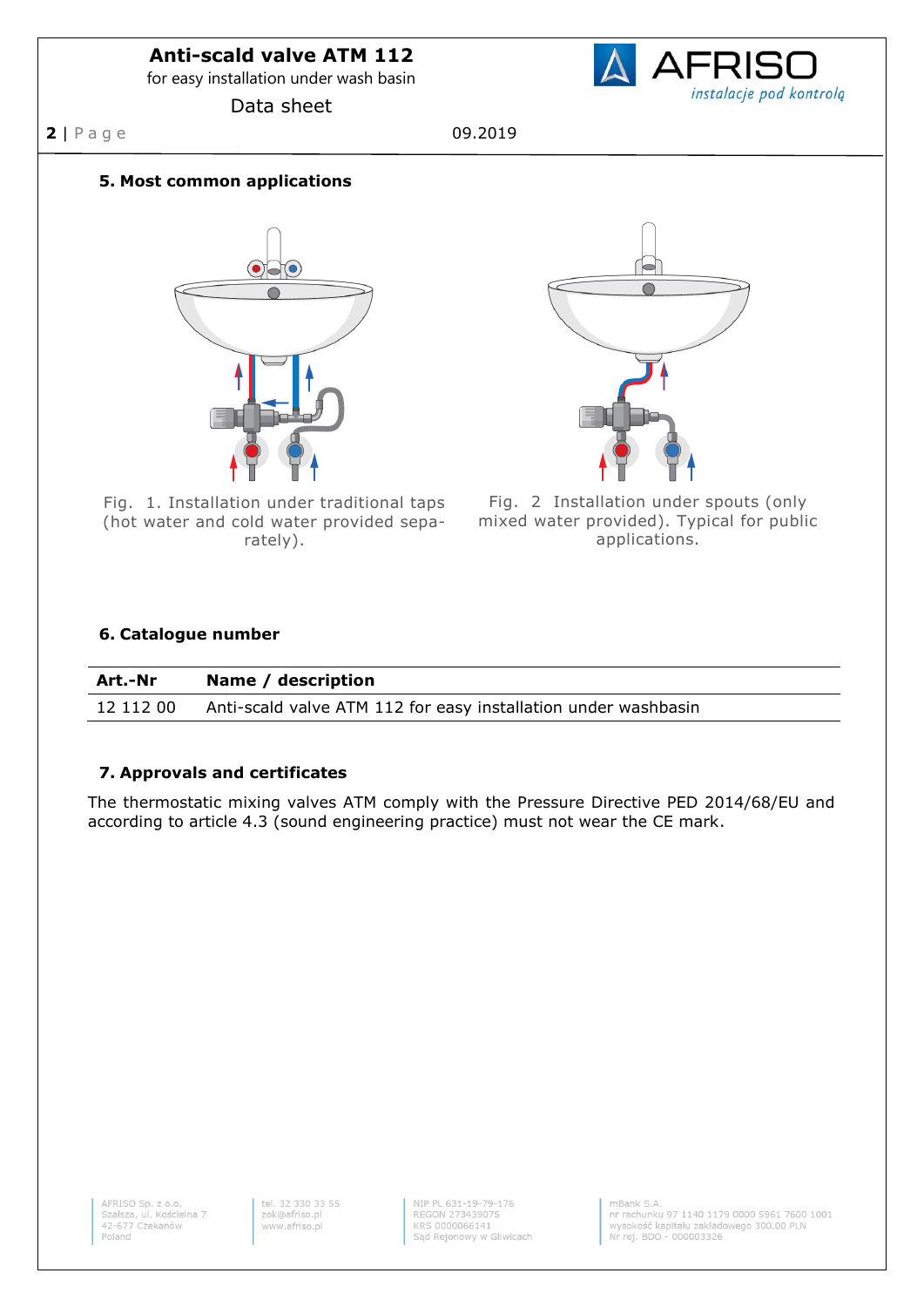## 5. Most common applications

Fig. 1. Installation under traditional taps (hot water and cold water provided separately).

Fig. 2 Installation under spouts (only mixed water provided). Typical for public applications.

## 6. Catalogue number

| Art.-Nr | Name / description |
|---|---|
| 12 112 00 | Anti-scald valve ATM 112 for easy installation under washbasin |

## 7. Approvals and certificates

The thermostatic mixing valves ATM comply with the Pressure Directive PED 2014/68/EU and according to article 4.3 (sound engineering practice) must not wear the CE mark.